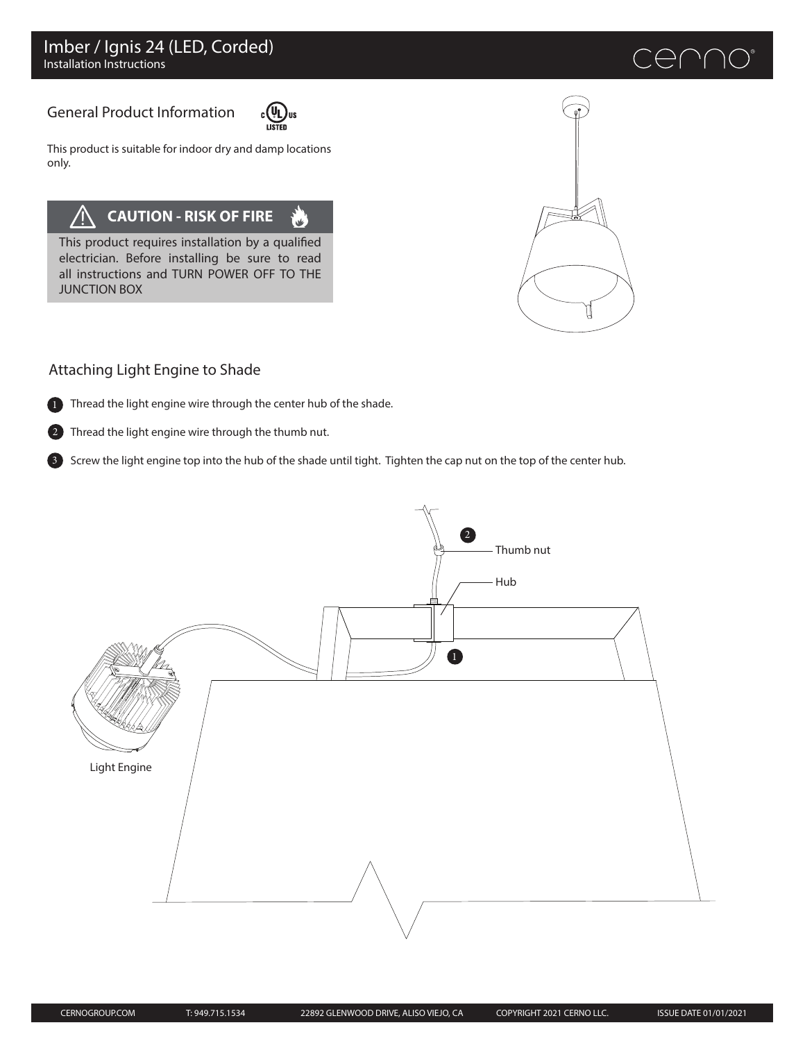# Imber / Ignis 24 (LED, Corded)

Installation Instructions

## General Product Information

This product is suitable for indoor dry and damp locations only.

**CAUTION - RISK OF FIRE**

This product requires installation by a qualified electrician. Before installing be sure to read all instructions and TURN POWER OFF TO THE JUNCTION BOX

## Attaching Light Engine to Shade

1. Thread the light engine wire through the center hub of the shade.
2. Thread the light engine wire through the thumb nut.
3. Screw the light engine top into the hub of the shade until tight. Tighten the cap nut on the top of the center hub.

Thumb nut

Hub

Light Engine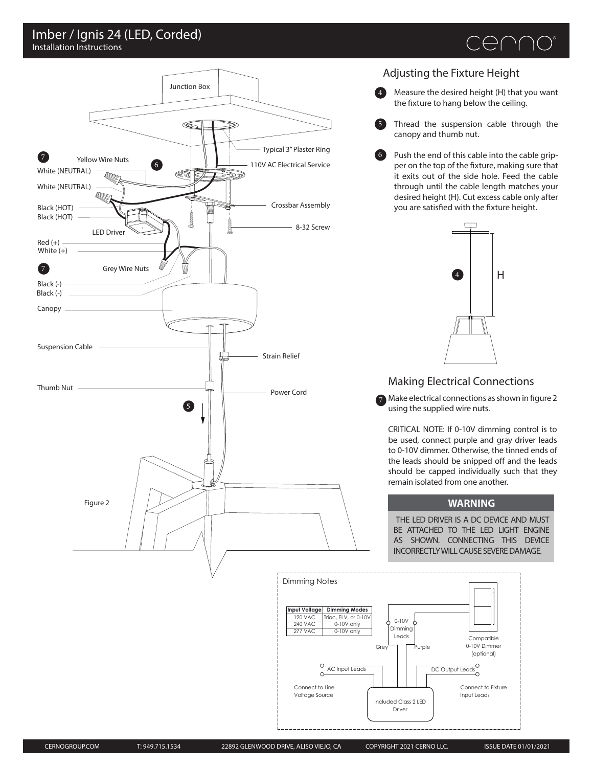# Imber / Ignis 24 (LED, Corded)

Installation Instructions

cerno®

Junction Box

Typical 3" Plaster Ring

110V AC Electrical Service

Crossbar Assembly

8-32 Screw

7 Yellow Wire Nuts

6

White (NEUTRAL)

White (NEUTRAL)

Black (HOT)

Black (HOT)

LED Driver

Red (+)

White (+)

7 Grey Wire Nuts

Black (-)

Black (-)

Canopy

Suspension Cable

Strain Relief

Thumb Nut

Power Cord

5

Figure 2

## Adjusting the Fixture Height

4. Measure the desired height (H) that you want the fixture to hang below the ceiling.

5. Thread the suspension cable through the canopy and thumb nut.

6. Push the end of this cable into the cable gripper on the top of the fixture, making sure that it exits out of the side hole. Feed the cable through until the cable length matches your desired height (H). Cut excess cable only after you are satisfied with the fixture height.

4 H

## Making Electrical Connections

7. Make electrical connections as shown in figure 2 using the supplied wire nuts.

CRITICAL NOTE: If 0-10V dimming control is to be used, connect purple and gray driver leads to 0-10V dimmer. Otherwise, the tinned ends of the leads should be snipped off and the leads should be capped individually such that they remain isolated from one another.

**WARNING**

THE LED DRIVER IS A DC DEVICE AND MUST BE ATTACHED TO THE LED LIGHT ENGINE AS SHOWN. CONNECTING THIS DEVICE INCORRECTLY WILL CAUSE SEVERE DAMAGE.

### Dimming Notes

| Input Voltage | Dimming Modes |
|---|---|
| 120 VAC | Triac, ELV, or 0-10V |
| 240 VAC | 0-10V only |
| 277 VAC | 0-10V only |

0-10V Dimming Leads

Grey

Purple

Compatible 0-10V Dimmer (optional)

AC Input Leads

DC Output Leads

Connect to Line Voltage Source

Included Class 2 LED Driver

Connect to Fixture Input Leads

CERNOGROUP.COM T: 949.715.1534 22892 GLENWOOD DRIVE, ALISO VIEJO, CA COPYRIGHT 2021 CERNO LLC. ISSUE DATE 01/01/2021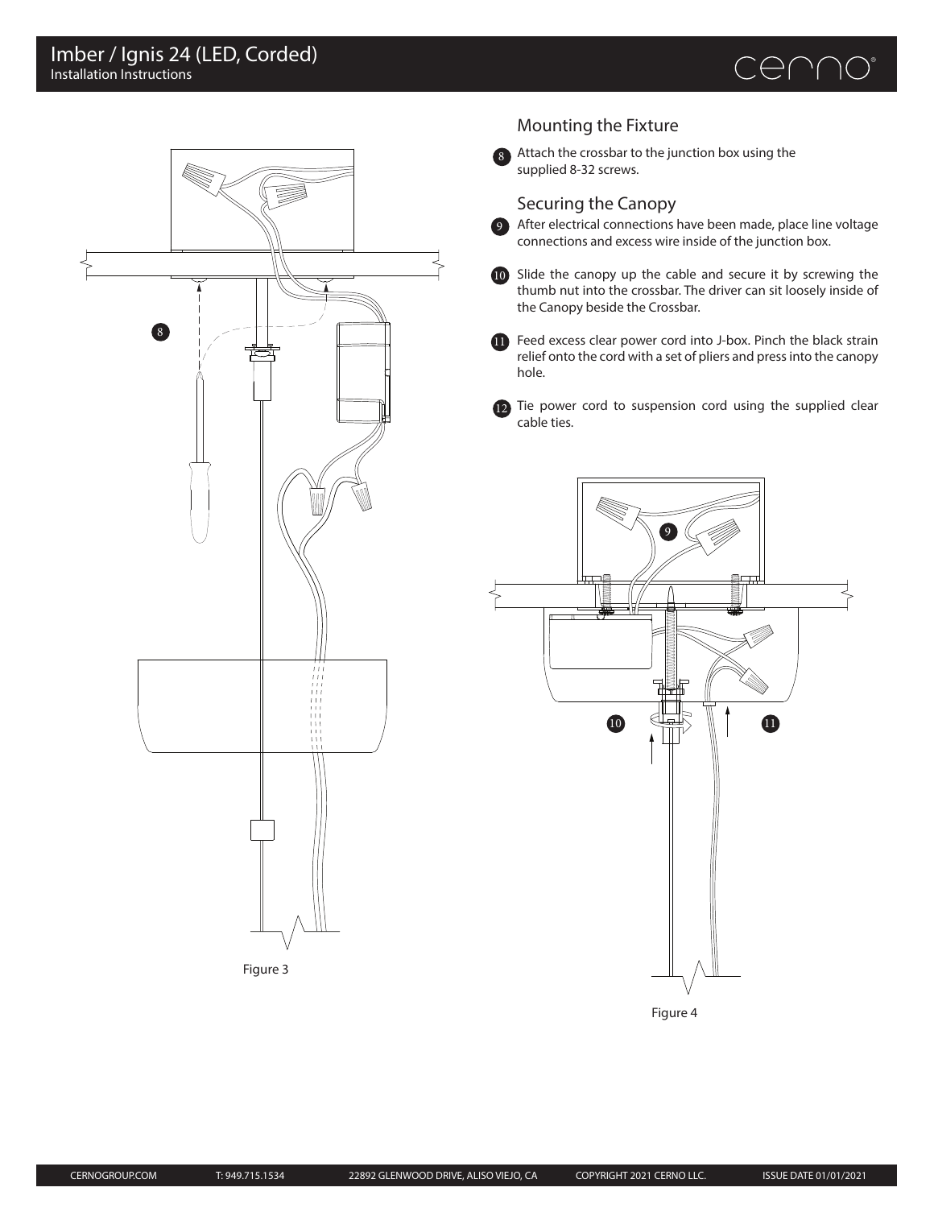## Mounting the Fixture

8. Attach the crossbar to the junction box using the supplied 8-32 screws.

## Securing the Canopy

9. After electrical connections have been made, place line voltage connections and excess wire inside of the junction box.

10. Slide the canopy up the cable and secure it by screwing the thumb nut into the crossbar. The driver can sit loosely inside of the Canopy beside the Crossbar.

11. Feed excess clear power cord into J-box. Pinch the black strain relief onto the cord with a set of pliers and press into the canopy hole.

12. Tie power cord to suspension cord using the supplied clear cable ties.

Figure 3

Figure 4